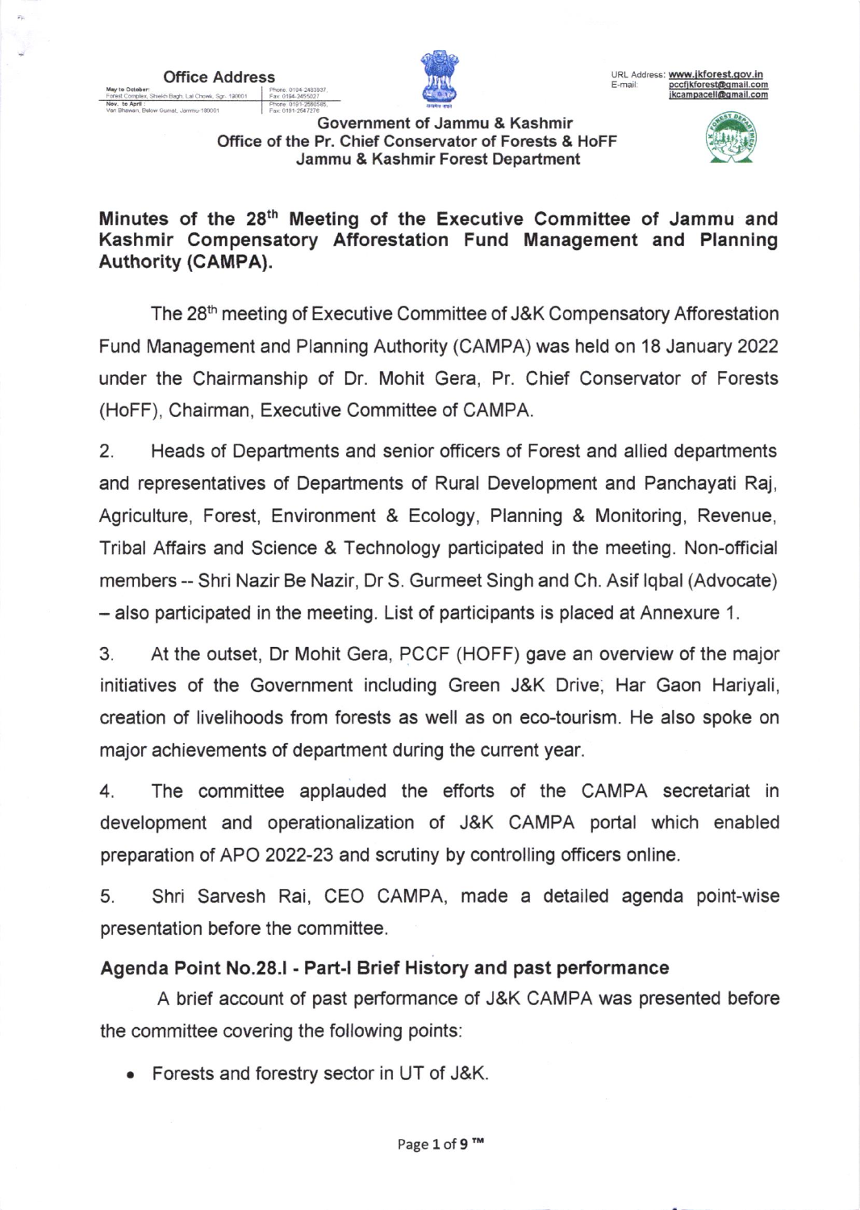Office Address

May to October: Forest Complex, Sheikh Bagh, Lal Chowk, Sgr. 190001 | Phone: 0194-2483937, Fax: 0194-2455027

Nov. to April: Van Bhawan, Below Gumat, Jammu-180001 | Phone: 0191-2580585, Fax: 0191-2547276

URL Address: www.jkforest.gov.in
E-mail: pccfjkforest@gmail.com
jkcampacell@gmail.com

Government of Jammu & Kashmir
Office of the Pr. Chief Conservator of Forests & HoFF
Jammu & Kashmir Forest Department

# Minutes of the 28th Meeting of the Executive Committee of Jammu and Kashmir Compensatory Afforestation Fund Management and Planning Authority (CAMPA).

The 28th meeting of Executive Committee of J&K Compensatory Afforestation Fund Management and Planning Authority (CAMPA) was held on 18 January 2022 under the Chairmanship of Dr. Mohit Gera, Pr. Chief Conservator of Forests (HoFF), Chairman, Executive Committee of CAMPA.

2. Heads of Departments and senior officers of Forest and allied departments and representatives of Departments of Rural Development and Panchayati Raj, Agriculture, Forest, Environment & Ecology, Planning & Monitoring, Revenue, Tribal Affairs and Science & Technology participated in the meeting. Non-official members -- Shri Nazir Be Nazir, Dr S. Gurmeet Singh and Ch. Asif Iqbal (Advocate) – also participated in the meeting. List of participants is placed at Annexure 1.

3. At the outset, Dr Mohit Gera, PCCF (HOFF) gave an overview of the major initiatives of the Government including Green J&K Drive, Har Gaon Hariyali, creation of livelihoods from forests as well as on eco-tourism. He also spoke on major achievements of department during the current year.

4. The committee applauded the efforts of the CAMPA secretariat in development and operationalization of J&K CAMPA portal which enabled preparation of APO 2022-23 and scrutiny by controlling officers online.

5. Shri Sarvesh Rai, CEO CAMPA, made a detailed agenda point-wise presentation before the committee.

## Agenda Point No.28.I - Part-I Brief History and past performance

A brief account of past performance of J&K CAMPA was presented before the committee covering the following points:

- Forests and forestry sector in UT of J&K.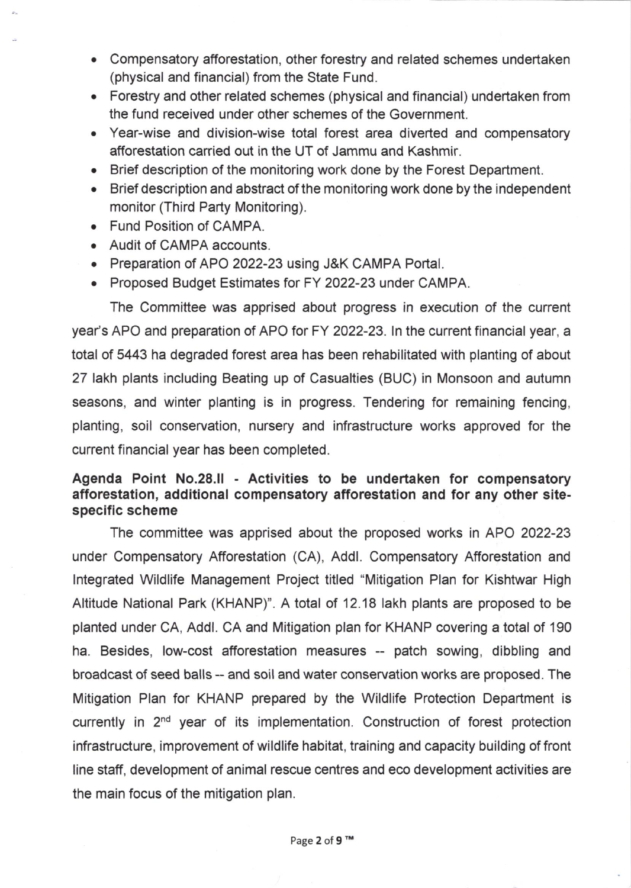- Compensatory afforestation, other forestry and related schemes undertaken (physical and financial) from the State Fund.
- Forestry and other related schemes (physical and financial) undertaken from the fund received under other schemes of the Government.
- Year-wise and division-wise total forest area diverted and compensatory afforestation carried out in the UT of Jammu and Kashmir.
- Brief description of the monitoring work done by the Forest Department.
- Brief description and abstract of the monitoring work done by the independent monitor (Third Party Monitoring).
- Fund Position of CAMPA.
- Audit of CAMPA accounts.
- Preparation of APO 2022-23 using J&K CAMPA Portal.
- Proposed Budget Estimates for FY 2022-23 under CAMPA.

The Committee was apprised about progress in execution of the current year's APO and preparation of APO for FY 2022-23. In the current financial year, a total of 5443 ha degraded forest area has been rehabilitated with planting of about 27 lakh plants including Beating up of Casualties (BUC) in Monsoon and autumn seasons, and winter planting is in progress. Tendering for remaining fencing, planting, soil conservation, nursery and infrastructure works approved for the current financial year has been completed.

**Agenda Point No.28.II - Activities to be undertaken for compensatory afforestation, additional compensatory afforestation and for any other site-specific scheme**

The committee was apprised about the proposed works in APO 2022-23 under Compensatory Afforestation (CA), Addl. Compensatory Afforestation and Integrated Wildlife Management Project titled "Mitigation Plan for Kishtwar High Altitude National Park (KHANP)". A total of 12.18 lakh plants are proposed to be planted under CA, Addl. CA and Mitigation plan for KHANP covering a total of 190 ha. Besides, low-cost afforestation measures -- patch sowing, dibbling and broadcast of seed balls -- and soil and water conservation works are proposed. The Mitigation Plan for KHANP prepared by the Wildlife Protection Department is currently in 2nd year of its implementation. Construction of forest protection infrastructure, improvement of wildlife habitat, training and capacity building of front line staff, development of animal rescue centres and eco development activities are the main focus of the mitigation plan.